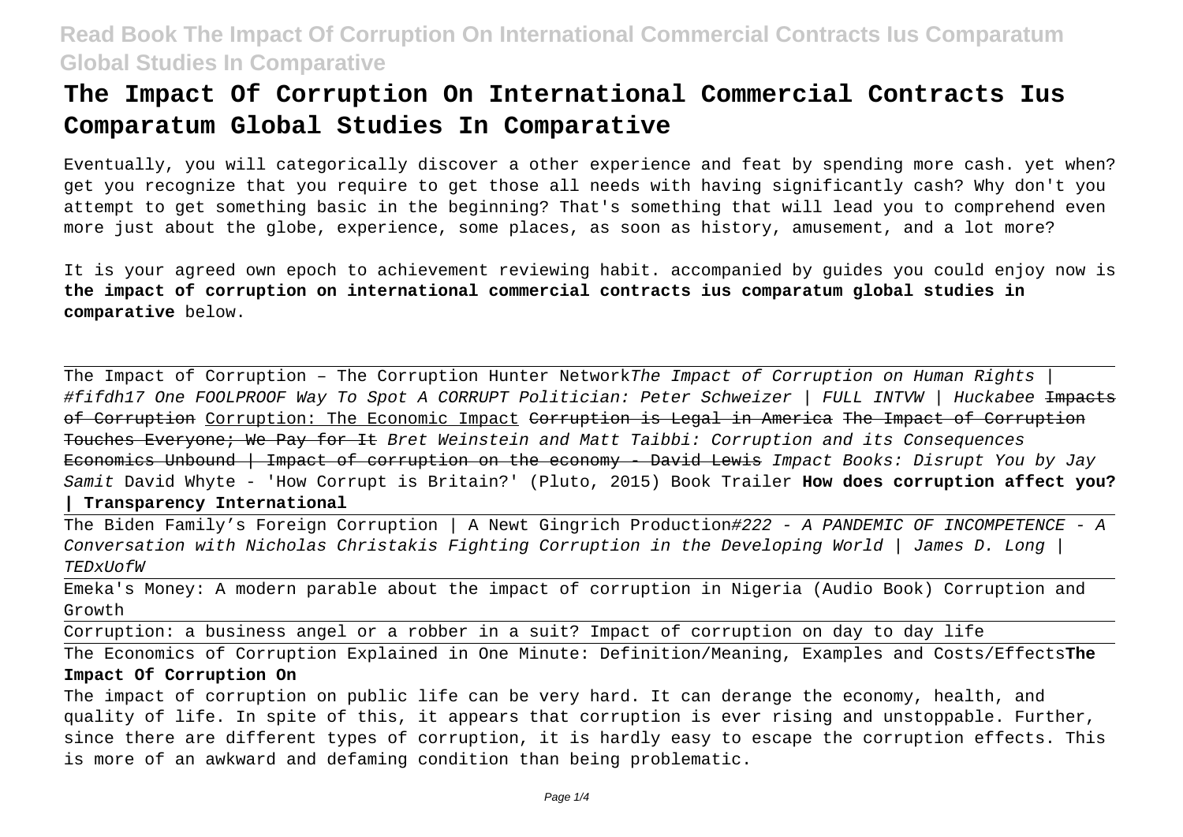# The Impact Of Corruption On International Commercial Contracts Ius Comparatum Global Studies In Comparative

Eventually, you will categorically discover a other experience and feat by spending more cash. yet when? get you recognize that you require to get those all needs with having significantly cash? Why don't you attempt to get something basic in the beginning? That's something that will lead you to comprehend even more just about the globe, experience, some places, as soon as history, amusement, and a lot more?

It is your agreed own epoch to achievement reviewing habit. accompanied by guides you could enjoy now is **the impact of corruption on international commercial contracts ius comparatum global studies in comparative** below.

The Impact of Corruption – The Corruption Hunter Network *The Impact of Corruption on Human Rights | #fifdh17* *One FOOLPROOF Way To Spot A CORRUPT Politician: Peter Schweizer | FULL INTVW | Huckabee* ~~Impacts of Corruption~~ Corruption: The Economic Impact ~~Corruption is Legal in America~~ ~~The Impact of Corruption Touches Everyone; We Pay for It~~ *Bret Weinstein and Matt Taibbi: Corruption and its Consequences* ~~Economics Unbound | Impact of corruption on the economy - David Lewis~~ *Impact Books: Disrupt You by Jay Samit* David Whyte - 'How Corrupt is Britain?' (Pluto, 2015) Book Trailer **How does corruption affect you? | Transparency International**

The Biden Family's Foreign Corruption | A Newt Gingrich Production *#222 - A PANDEMIC OF INCOMPETENCE - A Conversation with Nicholas Christakis* *Fighting Corruption in the Developing World | James D. Long | TEDxUofW*

Emeka's Money: A modern parable about the impact of corruption in Nigeria (Audio Book) Corruption and Growth

Corruption: a business angel or a robber in a suit? Impact of corruption on day to day life

The Economics of Corruption Explained in One Minute: Definition/Meaning, Examples and Costs/Effects **The Impact Of Corruption On**

The impact of corruption on public life can be very hard. It can derange the economy, health, and quality of life. In spite of this, it appears that corruption is ever rising and unstoppable. Further, since there are different types of corruption, it is hardly easy to escape the corruption effects. This is more of an awkward and defaming condition than being problematic.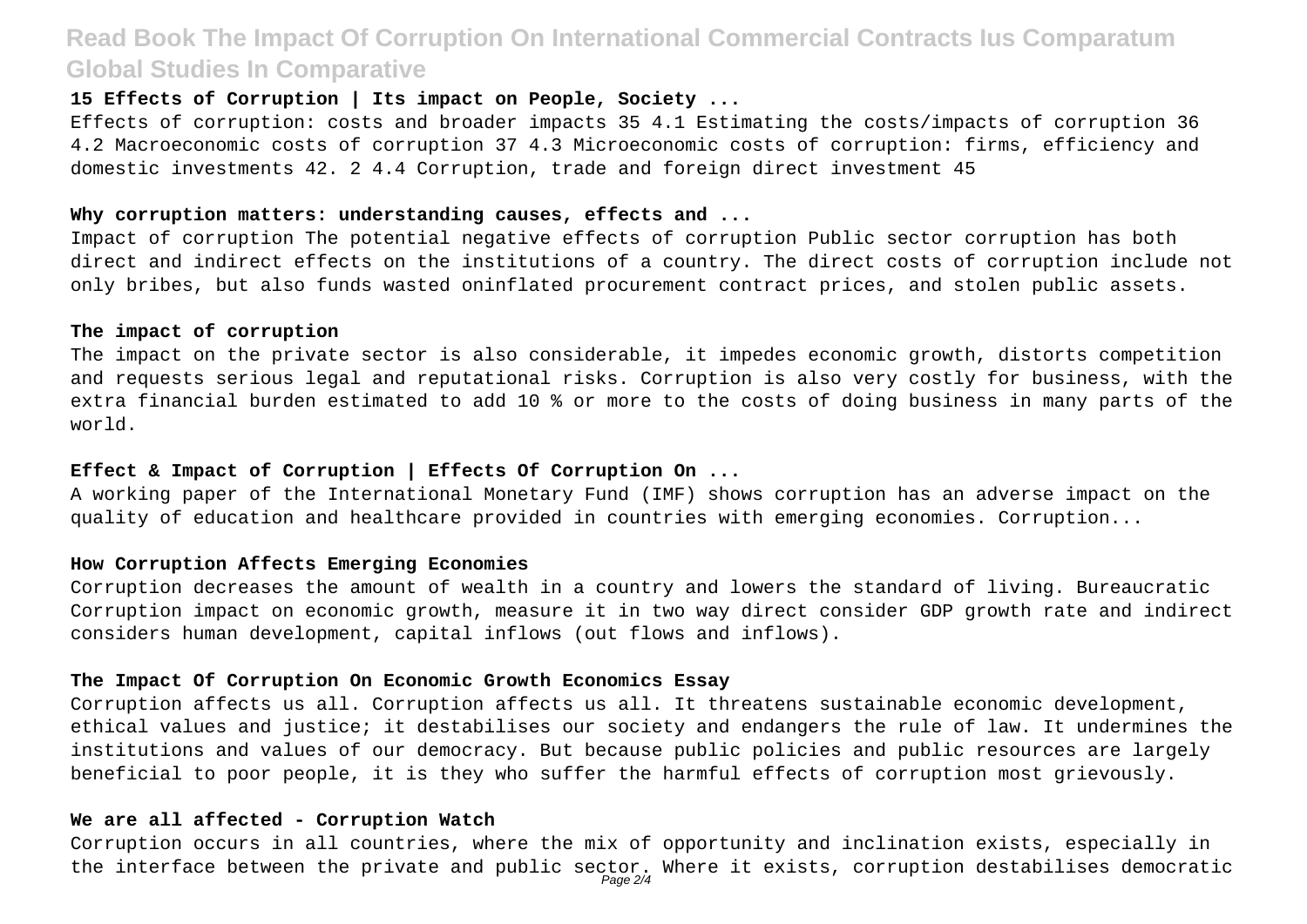**15 Effects of Corruption | Its impact on People, Society ...**

Effects of corruption: costs and broader impacts 35 4.1 Estimating the costs/impacts of corruption 36 4.2 Macroeconomic costs of corruption 37 4.3 Microeconomic costs of corruption: firms, efficiency and domestic investments 42. 2 4.4 Corruption, trade and foreign direct investment 45

**Why corruption matters: understanding causes, effects and ...**

Impact of corruption The potential negative effects of corruption Public sector corruption has both direct and indirect effects on the institutions of a country. The direct costs of corruption include not only bribes, but also funds wasted oninflated procurement contract prices, and stolen public assets.

**The impact of corruption**

The impact on the private sector is also considerable, it impedes economic growth, distorts competition and requests serious legal and reputational risks. Corruption is also very costly for business, with the extra financial burden estimated to add 10 % or more to the costs of doing business in many parts of the world.

**Effect & Impact of Corruption | Effects Of Corruption On ...**

A working paper of the International Monetary Fund (IMF) shows corruption has an adverse impact on the quality of education and healthcare provided in countries with emerging economies. Corruption...

**How Corruption Affects Emerging Economies**

Corruption decreases the amount of wealth in a country and lowers the standard of living. Bureaucratic Corruption impact on economic growth, measure it in two way direct consider GDP growth rate and indirect considers human development, capital inflows (out flows and inflows).

**The Impact Of Corruption On Economic Growth Economics Essay**

Corruption affects us all. Corruption affects us all. It threatens sustainable economic development, ethical values and justice; it destabilises our society and endangers the rule of law. It undermines the institutions and values of our democracy. But because public policies and public resources are largely beneficial to poor people, it is they who suffer the harmful effects of corruption most grievously.

**We are all affected - Corruption Watch**

Corruption occurs in all countries, where the mix of opportunity and inclination exists, especially in the interface between the private and public sector. Where it exists, corruption destabilises democratic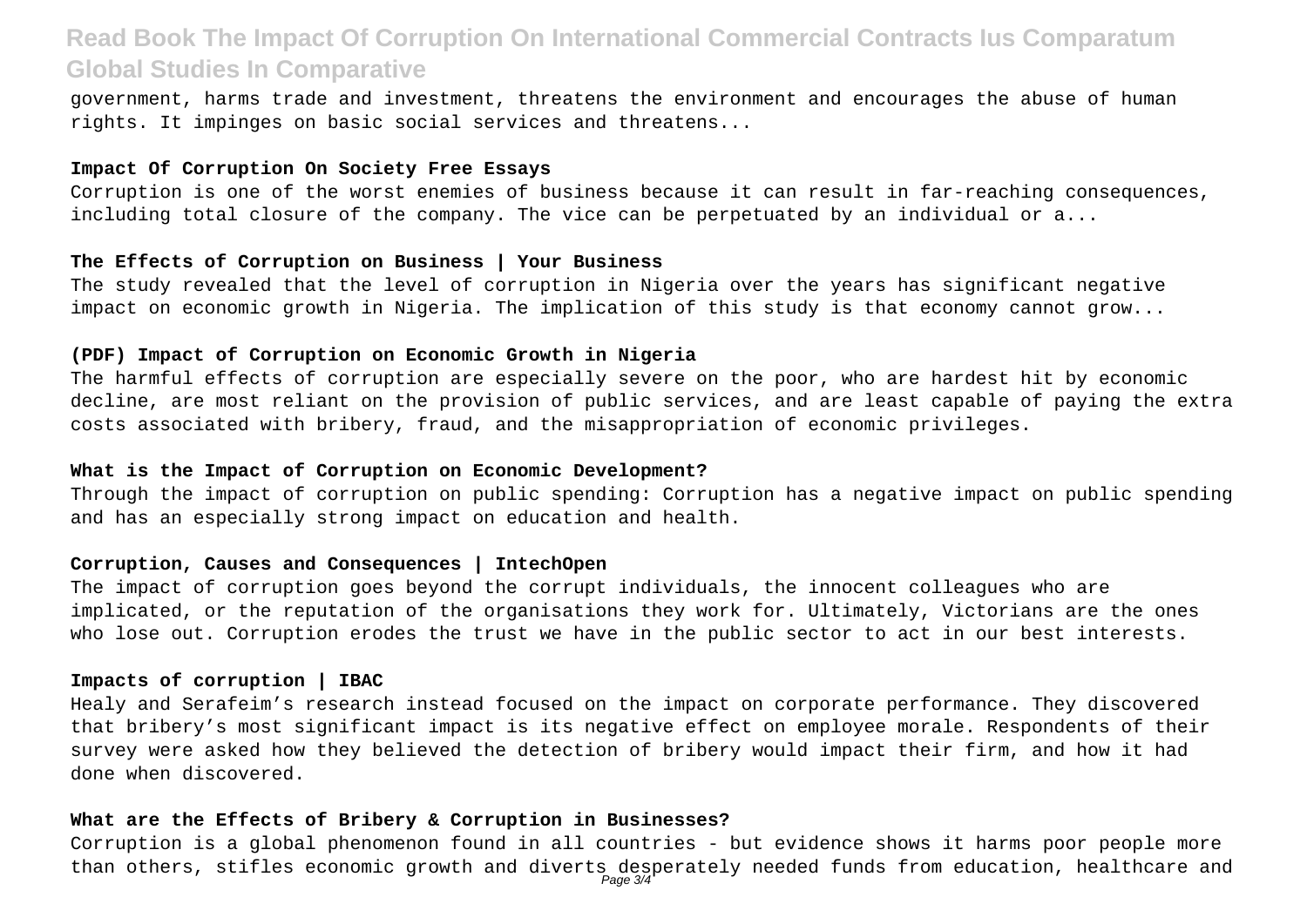government, harms trade and investment, threatens the environment and encourages the abuse of human rights. It impinges on basic social services and threatens...

**Impact Of Corruption On Society Free Essays**

Corruption is one of the worst enemies of business because it can result in far-reaching consequences, including total closure of the company. The vice can be perpetuated by an individual or a...

**The Effects of Corruption on Business | Your Business**

The study revealed that the level of corruption in Nigeria over the years has significant negative impact on economic growth in Nigeria. The implication of this study is that economy cannot grow...

**(PDF) Impact of Corruption on Economic Growth in Nigeria**

The harmful effects of corruption are especially severe on the poor, who are hardest hit by economic decline, are most reliant on the provision of public services, and are least capable of paying the extra costs associated with bribery, fraud, and the misappropriation of economic privileges.

**What is the Impact of Corruption on Economic Development?**

Through the impact of corruption on public spending: Corruption has a negative impact on public spending and has an especially strong impact on education and health.

**Corruption, Causes and Consequences | IntechOpen**

The impact of corruption goes beyond the corrupt individuals, the innocent colleagues who are implicated, or the reputation of the organisations they work for. Ultimately, Victorians are the ones who lose out. Corruption erodes the trust we have in the public sector to act in our best interests.

**Impacts of corruption | IBAC**

Healy and Serafeim's research instead focused on the impact on corporate performance. They discovered that bribery's most significant impact is its negative effect on employee morale. Respondents of their survey were asked how they believed the detection of bribery would impact their firm, and how it had done when discovered.

**What are the Effects of Bribery & Corruption in Businesses?**

Corruption is a global phenomenon found in all countries - but evidence shows it harms poor people more than others, stifles economic growth and diverts desperately needed funds from education, healthcare and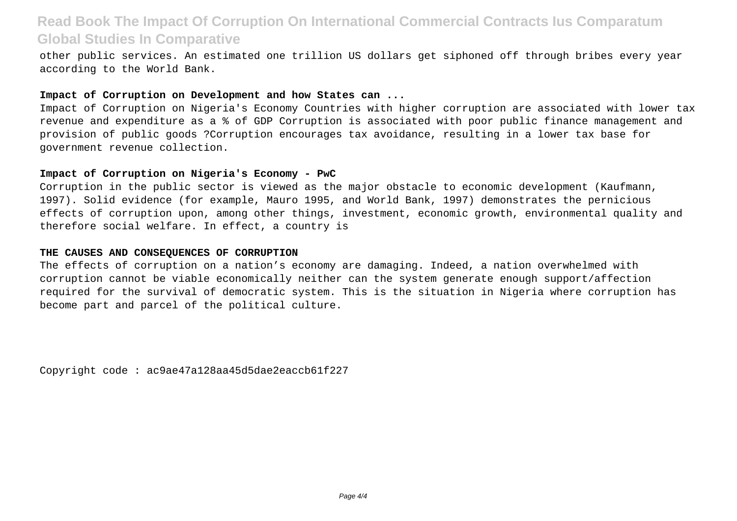other public services. An estimated one trillion US dollars get siphoned off through bribes every year according to the World Bank.

**Impact of Corruption on Development and how States can ...**

Impact of Corruption on Nigeria's Economy Countries with higher corruption are associated with lower tax revenue and expenditure as a % of GDP Corruption is associated with poor public finance management and provision of public goods ?Corruption encourages tax avoidance, resulting in a lower tax base for government revenue collection.

**Impact of Corruption on Nigeria's Economy - PwC**

Corruption in the public sector is viewed as the major obstacle to economic development (Kaufmann, 1997). Solid evidence (for example, Mauro 1995, and World Bank, 1997) demonstrates the pernicious effects of corruption upon, among other things, investment, economic growth, environmental quality and therefore social welfare. In effect, a country is

**THE CAUSES AND CONSEQUENCES OF CORRUPTION**

The effects of corruption on a nation's economy are damaging. Indeed, a nation overwhelmed with corruption cannot be viable economically neither can the system generate enough support/affection required for the survival of democratic system. This is the situation in Nigeria where corruption has become part and parcel of the political culture.

Copyright code : ac9ae47a128aa45d5dae2eaccb61f227